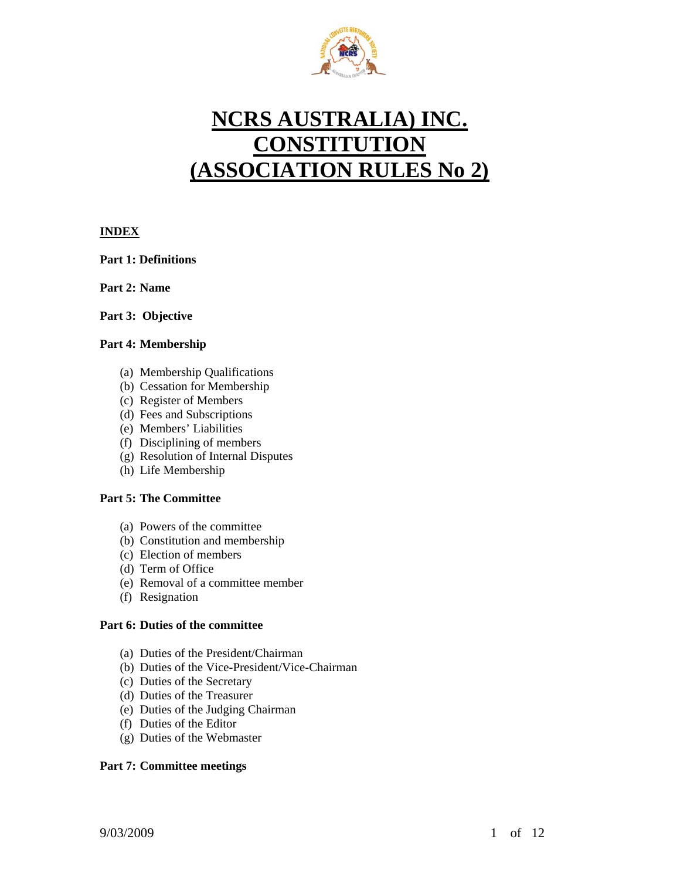# NCRS AUSTRALIA) INC. CONSTITUTION (ASSOCIATION RULES No 2)

**INDEX**

**Part 1: Definitions**

**Part 2: Name**

**Part 3: Objective**

**Part 4: Membership**

(a) Membership Qualifications
(b) Cessation for Membership
(c) Register of Members
(d) Fees and Subscriptions
(e) Members' Liabilities
(f) Disciplining of members
(g) Resolution of Internal Disputes
(h) Life Membership

**Part 5: The Committee**

(a) Powers of the committee
(b) Constitution and membership
(c) Election of members
(d) Term of Office
(e) Removal of a committee member
(f) Resignation

**Part 6: Duties of the committee**

(a) Duties of the President/Chairman
(b) Duties of the Vice-President/Vice-Chairman
(c) Duties of the Secretary
(d) Duties of the Treasurer
(e) Duties of the Judging Chairman
(f) Duties of the Editor
(g) Duties of the Webmaster

**Part 7: Committee meetings**

9/03/2009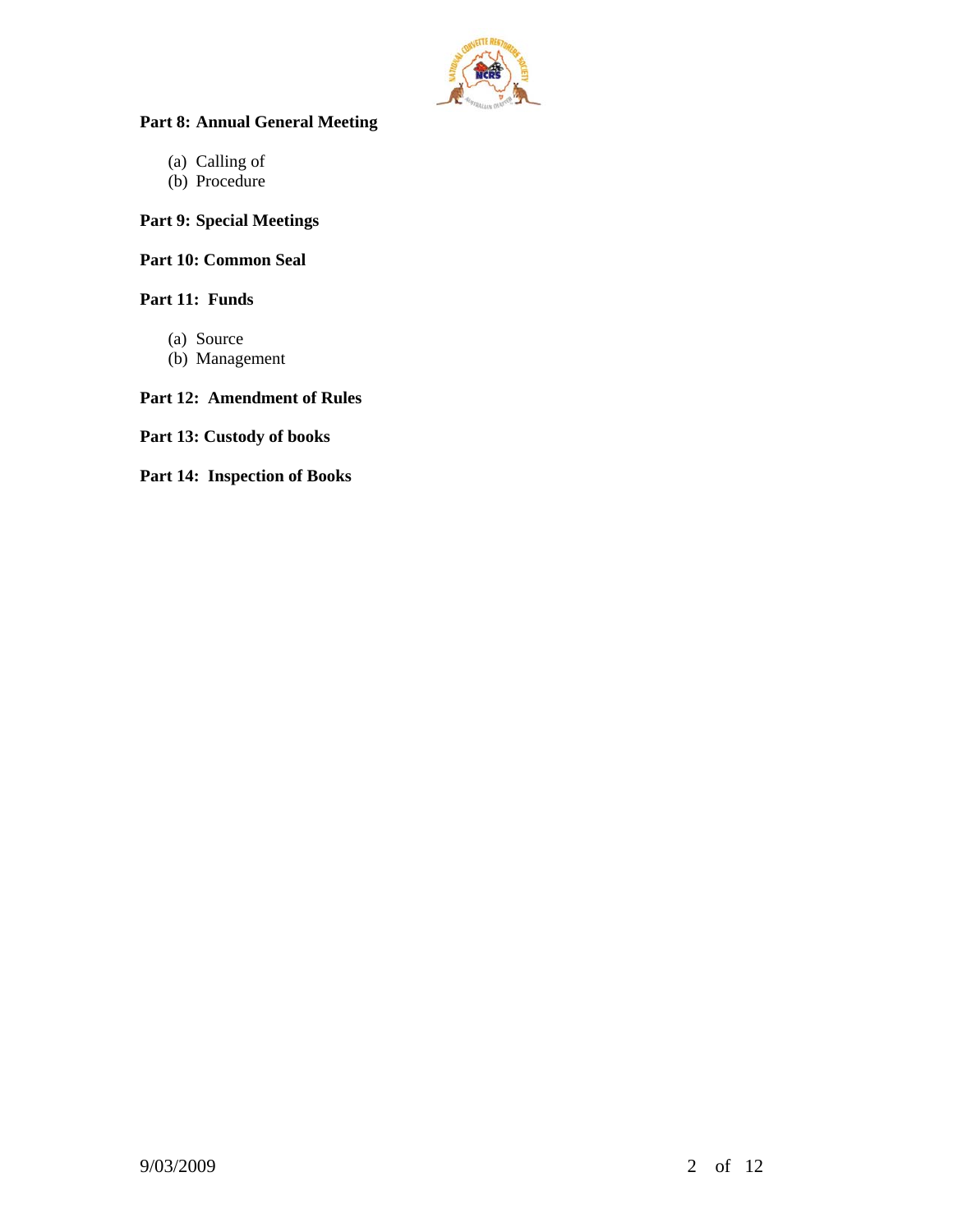**Part 8: Annual General Meeting**

(a) Calling of
(b) Procedure

**Part 9: Special Meetings**

**Part 10: Common Seal**

**Part 11: Funds**

(a) Source
(b) Management

**Part 12: Amendment of Rules**

**Part 13: Custody of books**

**Part 14: Inspection of Books**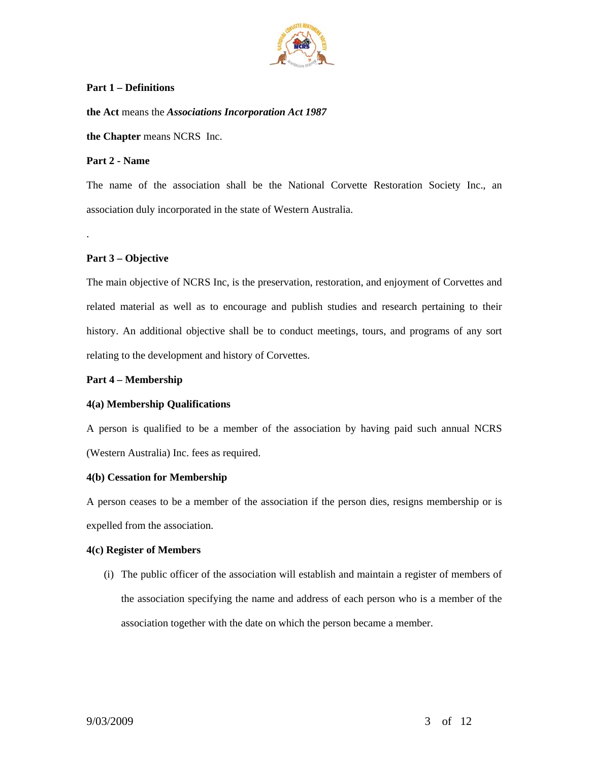**Part 1 – Definitions**

**the Act** means the ***Associations Incorporation Act 1987***

**the Chapter** means NCRS Inc.

**Part 2 - Name**

The name of the association shall be the National Corvette Restoration Society Inc., an association duly incorporated in the state of Western Australia.

.

**Part 3 – Objective**

The main objective of NCRS Inc, is the preservation, restoration, and enjoyment of Corvettes and related material as well as to encourage and publish studies and research pertaining to their history. An additional objective shall be to conduct meetings, tours, and programs of any sort relating to the development and history of Corvettes.

**Part 4 – Membership**

**4(a) Membership Qualifications**

A person is qualified to be a member of the association by having paid such annual NCRS (Western Australia) Inc. fees as required.

**4(b) Cessation for Membership**

A person ceases to be a member of the association if the person dies, resigns membership or is expelled from the association.

**4(c) Register of Members**

(i) The public officer of the association will establish and maintain a register of members of the association specifying the name and address of each person who is a member of the association together with the date on which the person became a member.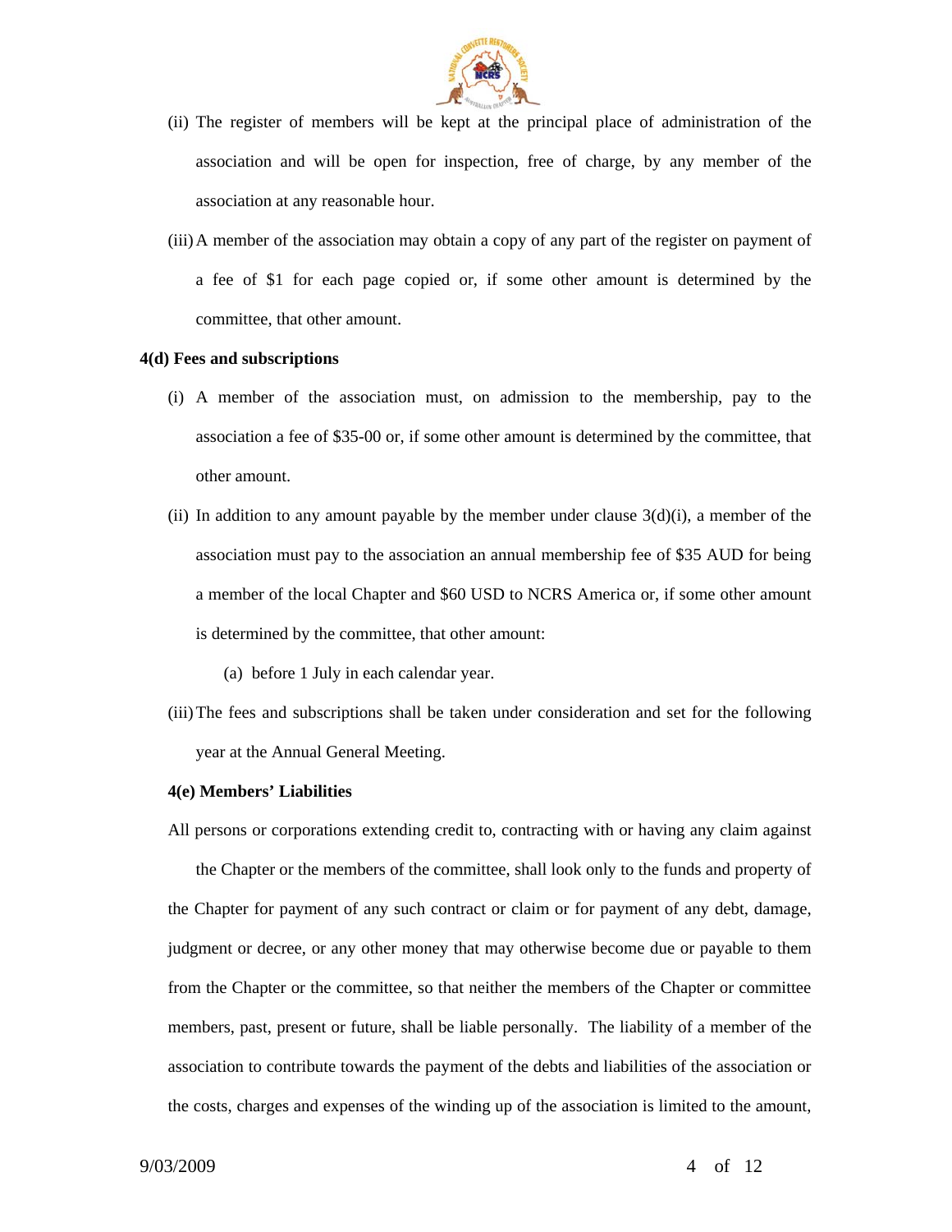(ii) The register of members will be kept at the principal place of administration of the association and will be open for inspection, free of charge, by any member of the association at any reasonable hour.

(iii) A member of the association may obtain a copy of any part of the register on payment of a fee of $1 for each page copied or, if some other amount is determined by the committee, that other amount.

**4(d) Fees and subscriptions**

(i) A member of the association must, on admission to the membership, pay to the association a fee of $35-00 or, if some other amount is determined by the committee, that other amount.

(ii) In addition to any amount payable by the member under clause 3(d)(i), a member of the association must pay to the association an annual membership fee of $35 AUD for being a member of the local Chapter and $60 USD to NCRS America or, if some other amount is determined by the committee, that other amount:

(a) before 1 July in each calendar year.

(iii) The fees and subscriptions shall be taken under consideration and set for the following year at the Annual General Meeting.

**4(e) Members' Liabilities**

All persons or corporations extending credit to, contracting with or having any claim against the Chapter or the members of the committee, shall look only to the funds and property of the Chapter for payment of any such contract or claim or for payment of any debt, damage, judgment or decree, or any other money that may otherwise become due or payable to them from the Chapter or the committee, so that neither the members of the Chapter or committee members, past, present or future, shall be liable personally. The liability of a member of the association to contribute towards the payment of the debts and liabilities of the association or the costs, charges and expenses of the winding up of the association is limited to the amount,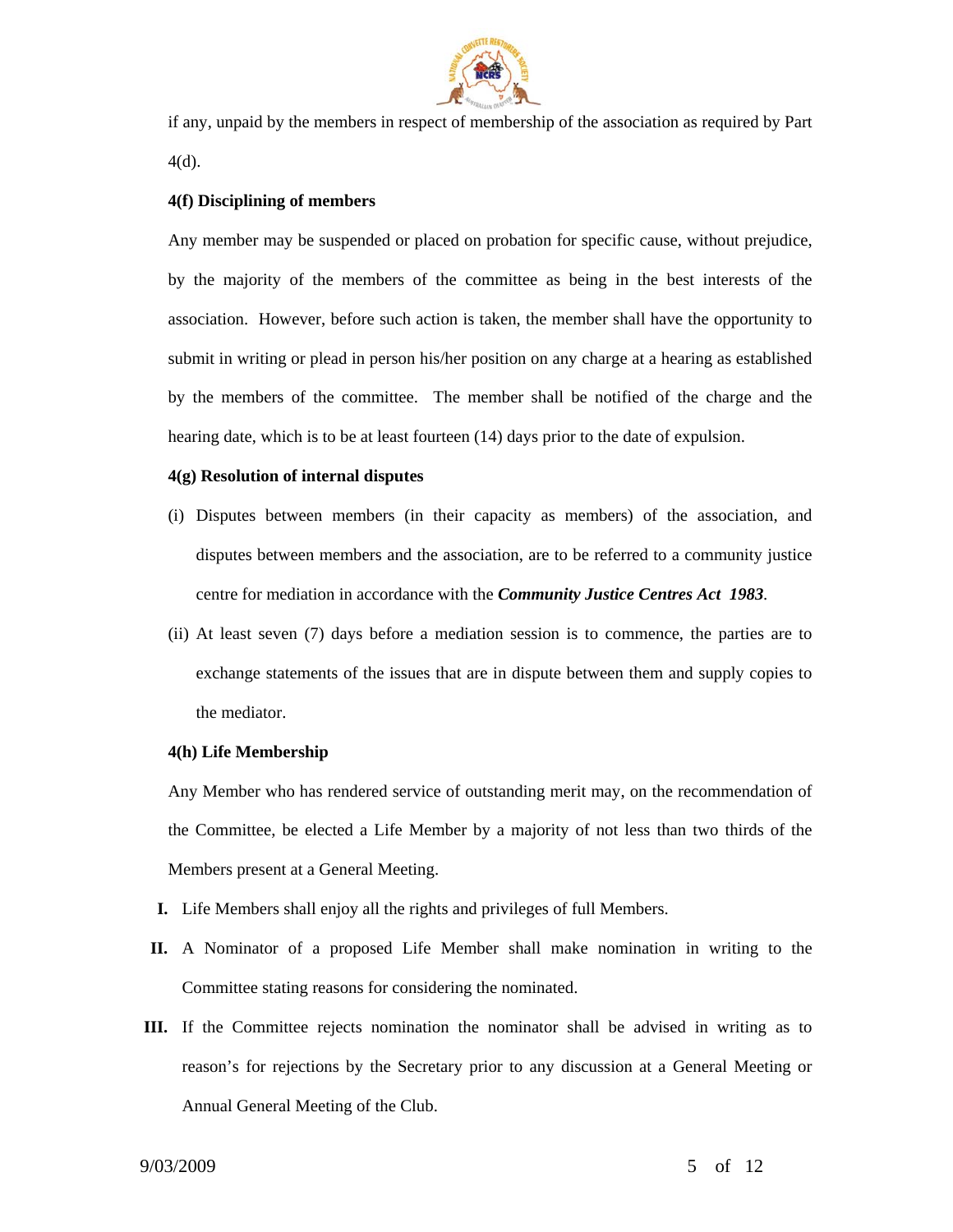if any, unpaid by the members in respect of membership of the association as required by Part 4(d).

**4(f) Disciplining of members**

Any member may be suspended or placed on probation for specific cause, without prejudice, by the majority of the members of the committee as being in the best interests of the association. However, before such action is taken, the member shall have the opportunity to submit in writing or plead in person his/her position on any charge at a hearing as established by the members of the committee. The member shall be notified of the charge and the hearing date, which is to be at least fourteen (14) days prior to the date of expulsion.

**4(g) Resolution of internal disputes**

(i) Disputes between members (in their capacity as members) of the association, and disputes between members and the association, are to be referred to a community justice centre for mediation in accordance with the ***Community Justice Centres Act 1983***.

(ii) At least seven (7) days before a mediation session is to commence, the parties are to exchange statements of the issues that are in dispute between them and supply copies to the mediator.

**4(h) Life Membership**

Any Member who has rendered service of outstanding merit may, on the recommendation of the Committee, be elected a Life Member by a majority of not less than two thirds of the Members present at a General Meeting.

**I.** Life Members shall enjoy all the rights and privileges of full Members.

**II.** A Nominator of a proposed Life Member shall make nomination in writing to the Committee stating reasons for considering the nominated.

**III.** If the Committee rejects nomination the nominator shall be advised in writing as to reason's for rejections by the Secretary prior to any discussion at a General Meeting or Annual General Meeting of the Club.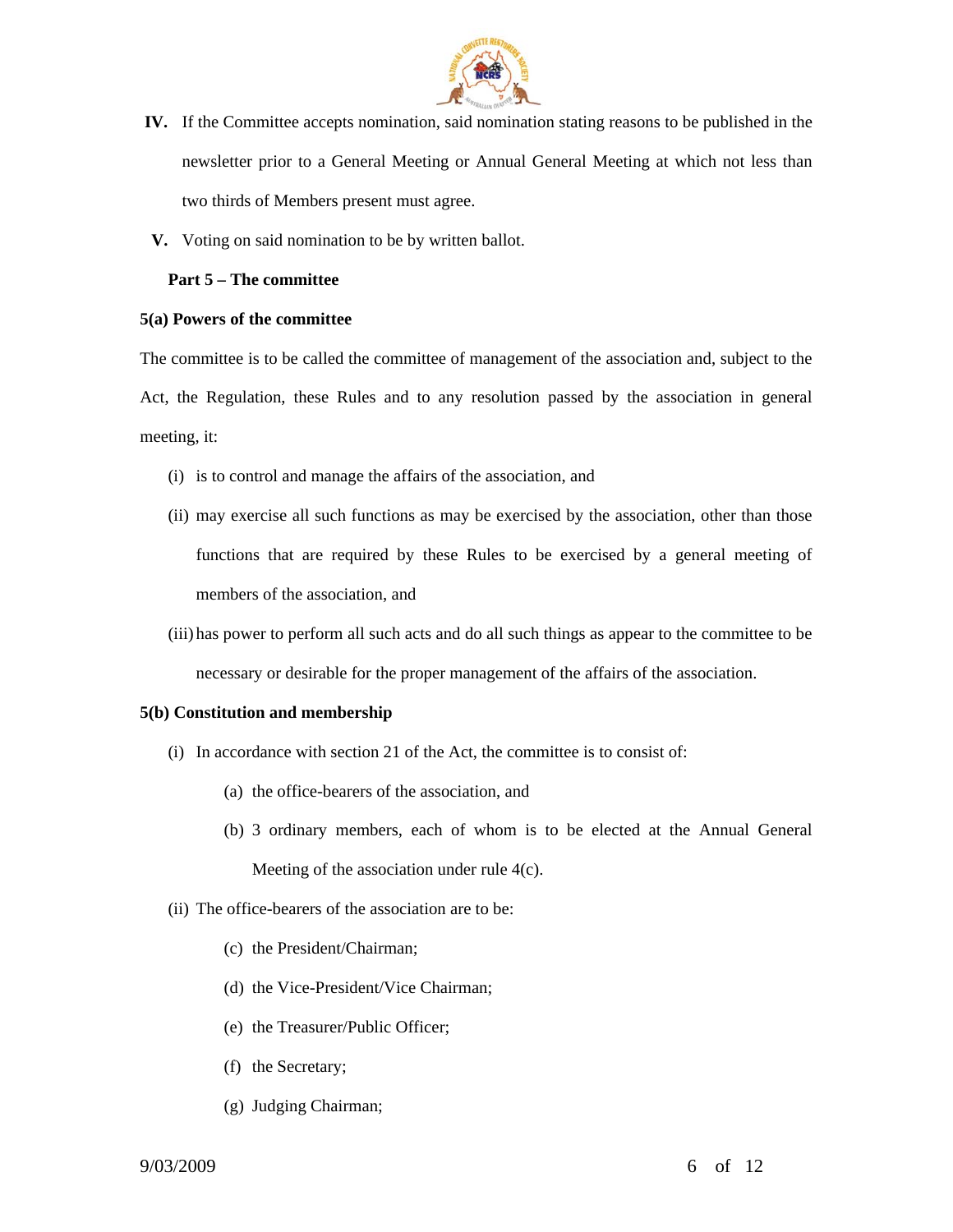**IV.** If the Committee accepts nomination, said nomination stating reasons to be published in the newsletter prior to a General Meeting or Annual General Meeting at which not less than two thirds of Members present must agree.

**V.** Voting on said nomination to be by written ballot.

**Part 5 – The committee**

**5(a) Powers of the committee**

The committee is to be called the committee of management of the association and, subject to the Act, the Regulation, these Rules and to any resolution passed by the association in general meeting, it:

(i) is to control and manage the affairs of the association, and

(ii) may exercise all such functions as may be exercised by the association, other than those functions that are required by these Rules to be exercised by a general meeting of members of the association, and

(iii) has power to perform all such acts and do all such things as appear to the committee to be necessary or desirable for the proper management of the affairs of the association.

**5(b) Constitution and membership**

(i) In accordance with section 21 of the Act, the committee is to consist of:

  (a) the office-bearers of the association, and

  (b) 3 ordinary members, each of whom is to be elected at the Annual General Meeting of the association under rule 4(c).

(ii) The office-bearers of the association are to be:

  (c) the President/Chairman;

  (d) the Vice-President/Vice Chairman;

  (e) the Treasurer/Public Officer;

  (f) the Secretary;

  (g) Judging Chairman;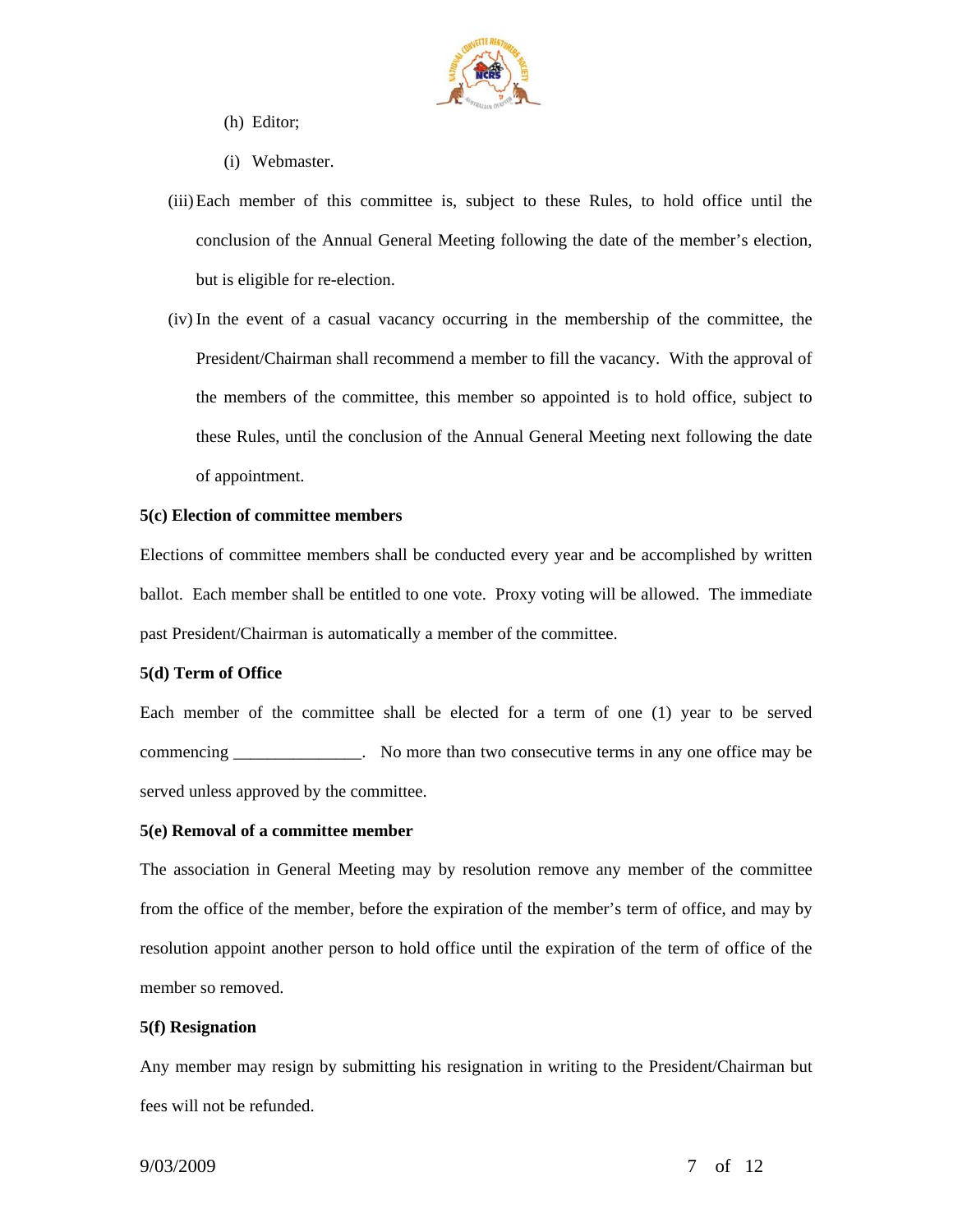(h) Editor;

(i) Webmaster.

(iii) Each member of this committee is, subject to these Rules, to hold office until the conclusion of the Annual General Meeting following the date of the member's election, but is eligible for re-election.

(iv) In the event of a casual vacancy occurring in the membership of the committee, the President/Chairman shall recommend a member to fill the vacancy. With the approval of the members of the committee, this member so appointed is to hold office, subject to these Rules, until the conclusion of the Annual General Meeting next following the date of appointment.

**5(c) Election of committee members**

Elections of committee members shall be conducted every year and be accomplished by written ballot. Each member shall be entitled to one vote. Proxy voting will be allowed. The immediate past President/Chairman is automatically a member of the committee.

**5(d) Term of Office**

Each member of the committee shall be elected for a term of one (1) year to be served commencing _______________. No more than two consecutive terms in any one office may be served unless approved by the committee.

**5(e) Removal of a committee member**

The association in General Meeting may by resolution remove any member of the committee from the office of the member, before the expiration of the member's term of office, and may by resolution appoint another person to hold office until the expiration of the term of office of the member so removed.

**5(f) Resignation**

Any member may resign by submitting his resignation in writing to the President/Chairman but fees will not be refunded.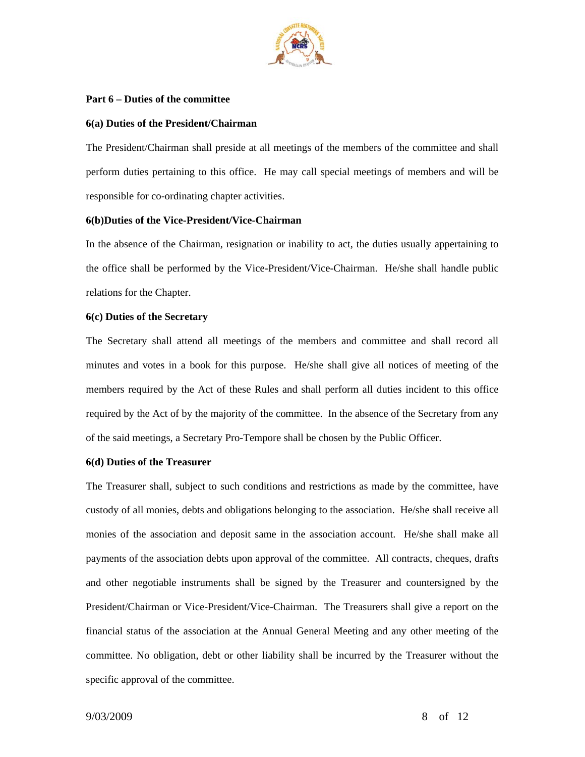**Part 6 – Duties of the committee**

**6(a) Duties of the President/Chairman**

The President/Chairman shall preside at all meetings of the members of the committee and shall perform duties pertaining to this office. He may call special meetings of members and will be responsible for co-ordinating chapter activities.

**6(b)Duties of the Vice-President/Vice-Chairman**

In the absence of the Chairman, resignation or inability to act, the duties usually appertaining to the office shall be performed by the Vice-President/Vice-Chairman. He/she shall handle public relations for the Chapter.

**6(c) Duties of the Secretary**

The Secretary shall attend all meetings of the members and committee and shall record all minutes and votes in a book for this purpose. He/she shall give all notices of meeting of the members required by the Act of these Rules and shall perform all duties incident to this office required by the Act of by the majority of the committee. In the absence of the Secretary from any of the said meetings, a Secretary Pro-Tempore shall be chosen by the Public Officer.

**6(d) Duties of the Treasurer**

The Treasurer shall, subject to such conditions and restrictions as made by the committee, have custody of all monies, debts and obligations belonging to the association. He/she shall receive all monies of the association and deposit same in the association account. He/she shall make all payments of the association debts upon approval of the committee. All contracts, cheques, drafts and other negotiable instruments shall be signed by the Treasurer and countersigned by the President/Chairman or Vice-President/Vice-Chairman. The Treasurers shall give a report on the financial status of the association at the Annual General Meeting and any other meeting of the committee. No obligation, debt or other liability shall be incurred by the Treasurer without the specific approval of the committee.

9/03/2009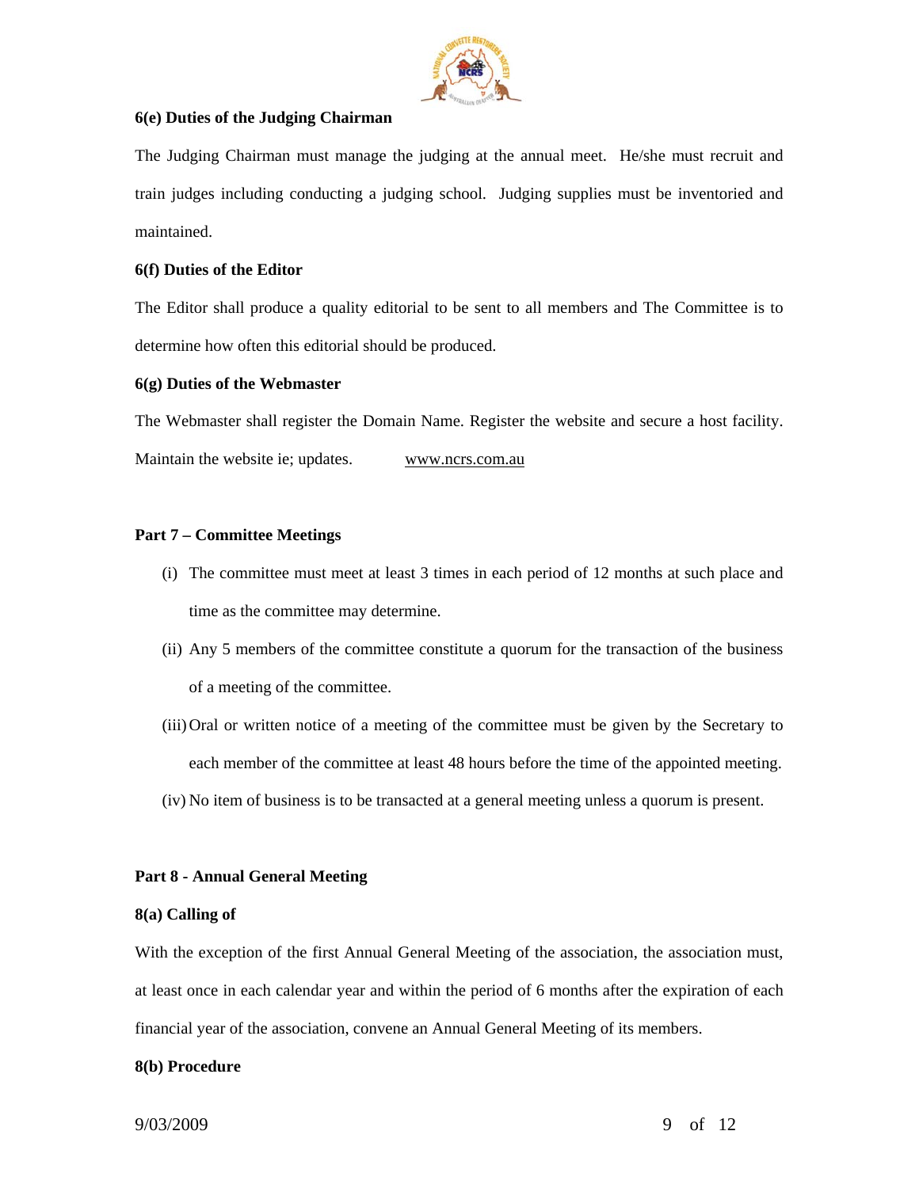**6(e) Duties of the Judging Chairman**

The Judging Chairman must manage the judging at the annual meet. He/she must recruit and train judges including conducting a judging school. Judging supplies must be inventoried and maintained.

**6(f) Duties of the Editor**

The Editor shall produce a quality editorial to be sent to all members and The Committee is to determine how often this editorial should be produced.

**6(g) Duties of the Webmaster**

The Webmaster shall register the Domain Name. Register the website and secure a host facility. Maintain the website ie; updates. www.ncrs.com.au

**Part 7 – Committee Meetings**

(i) The committee must meet at least 3 times in each period of 12 months at such place and time as the committee may determine.

(ii) Any 5 members of the committee constitute a quorum for the transaction of the business of a meeting of the committee.

(iii) Oral or written notice of a meeting of the committee must be given by the Secretary to each member of the committee at least 48 hours before the time of the appointed meeting.

(iv) No item of business is to be transacted at a general meeting unless a quorum is present.

**Part 8 - Annual General Meeting**

**8(a) Calling of**

With the exception of the first Annual General Meeting of the association, the association must, at least once in each calendar year and within the period of 6 months after the expiration of each financial year of the association, convene an Annual General Meeting of its members.

**8(b) Procedure**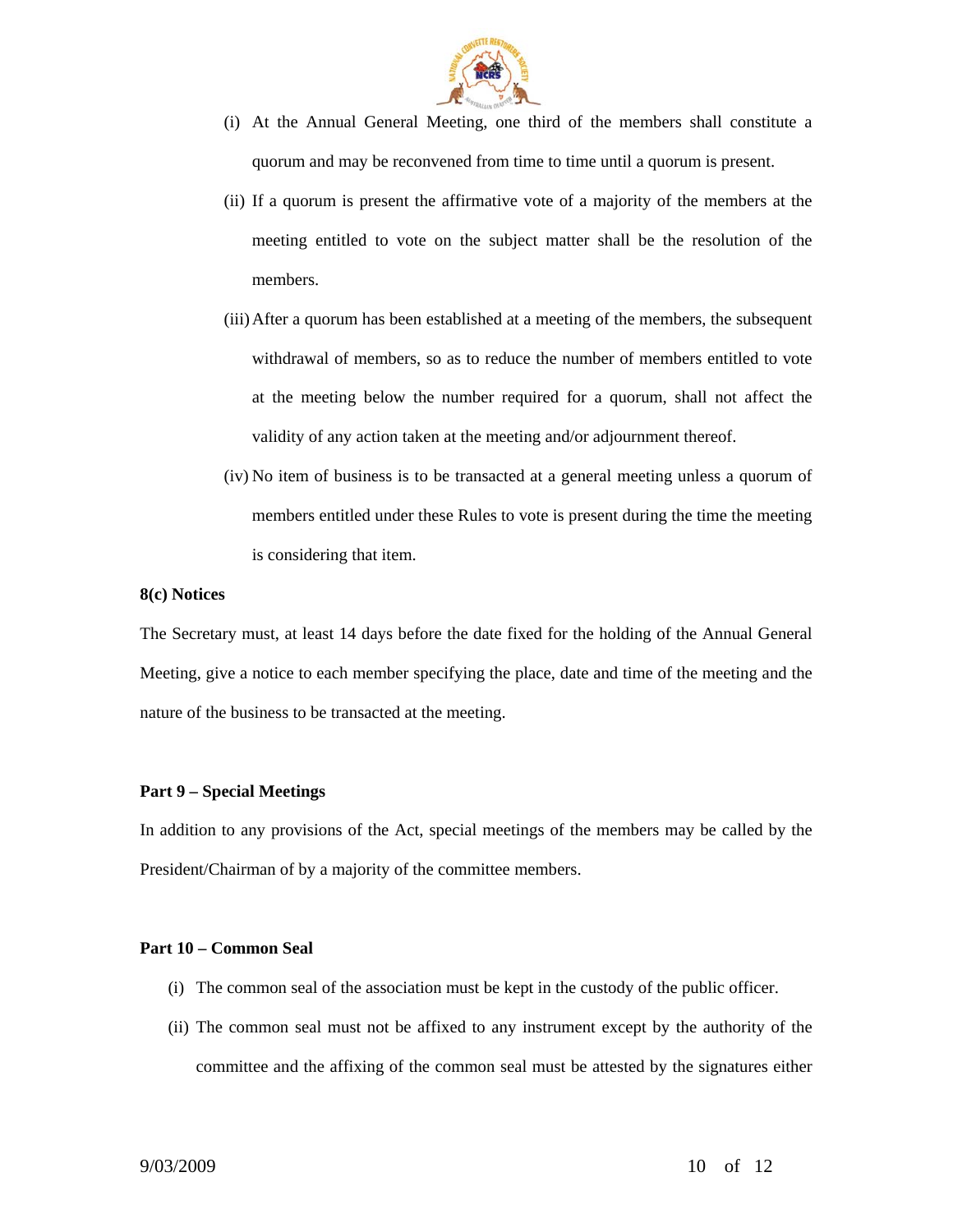(i) At the Annual General Meeting, one third of the members shall constitute a quorum and may be reconvened from time to time until a quorum is present.

(ii) If a quorum is present the affirmative vote of a majority of the members at the meeting entitled to vote on the subject matter shall be the resolution of the members.

(iii) After a quorum has been established at a meeting of the members, the subsequent withdrawal of members, so as to reduce the number of members entitled to vote at the meeting below the number required for a quorum, shall not affect the validity of any action taken at the meeting and/or adjournment thereof.

(iv) No item of business is to be transacted at a general meeting unless a quorum of members entitled under these Rules to vote is present during the time the meeting is considering that item.

**8(c) Notices**

The Secretary must, at least 14 days before the date fixed for the holding of the Annual General Meeting, give a notice to each member specifying the place, date and time of the meeting and the nature of the business to be transacted at the meeting.

**Part 9 – Special Meetings**

In addition to any provisions of the Act, special meetings of the members may be called by the President/Chairman of by a majority of the committee members.

**Part 10 – Common Seal**

(i) The common seal of the association must be kept in the custody of the public officer.

(ii) The common seal must not be affixed to any instrument except by the authority of the committee and the affixing of the common seal must be attested by the signatures either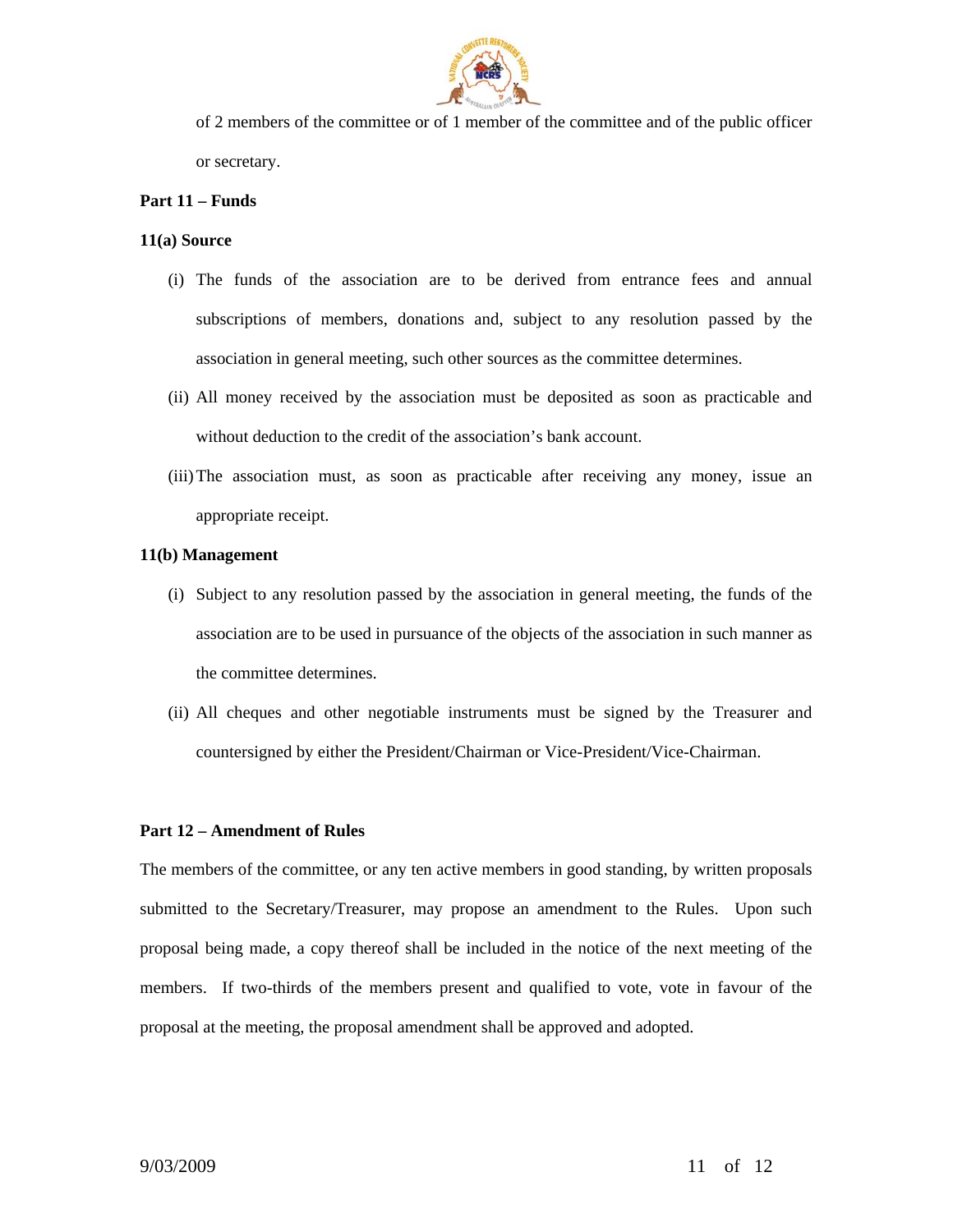of 2 members of the committee or of 1 member of the committee and of the public officer or secretary.

**Part 11 – Funds**

**11(a) Source**

(i) The funds of the association are to be derived from entrance fees and annual subscriptions of members, donations and, subject to any resolution passed by the association in general meeting, such other sources as the committee determines.

(ii) All money received by the association must be deposited as soon as practicable and without deduction to the credit of the association's bank account.

(iii) The association must, as soon as practicable after receiving any money, issue an appropriate receipt.

**11(b) Management**

(i) Subject to any resolution passed by the association in general meeting, the funds of the association are to be used in pursuance of the objects of the association in such manner as the committee determines.

(ii) All cheques and other negotiable instruments must be signed by the Treasurer and countersigned by either the President/Chairman or Vice-President/Vice-Chairman.

**Part 12 – Amendment of Rules**

The members of the committee, or any ten active members in good standing, by written proposals submitted to the Secretary/Treasurer, may propose an amendment to the Rules. Upon such proposal being made, a copy thereof shall be included in the notice of the next meeting of the members. If two-thirds of the members present and qualified to vote, vote in favour of the proposal at the meeting, the proposal amendment shall be approved and adopted.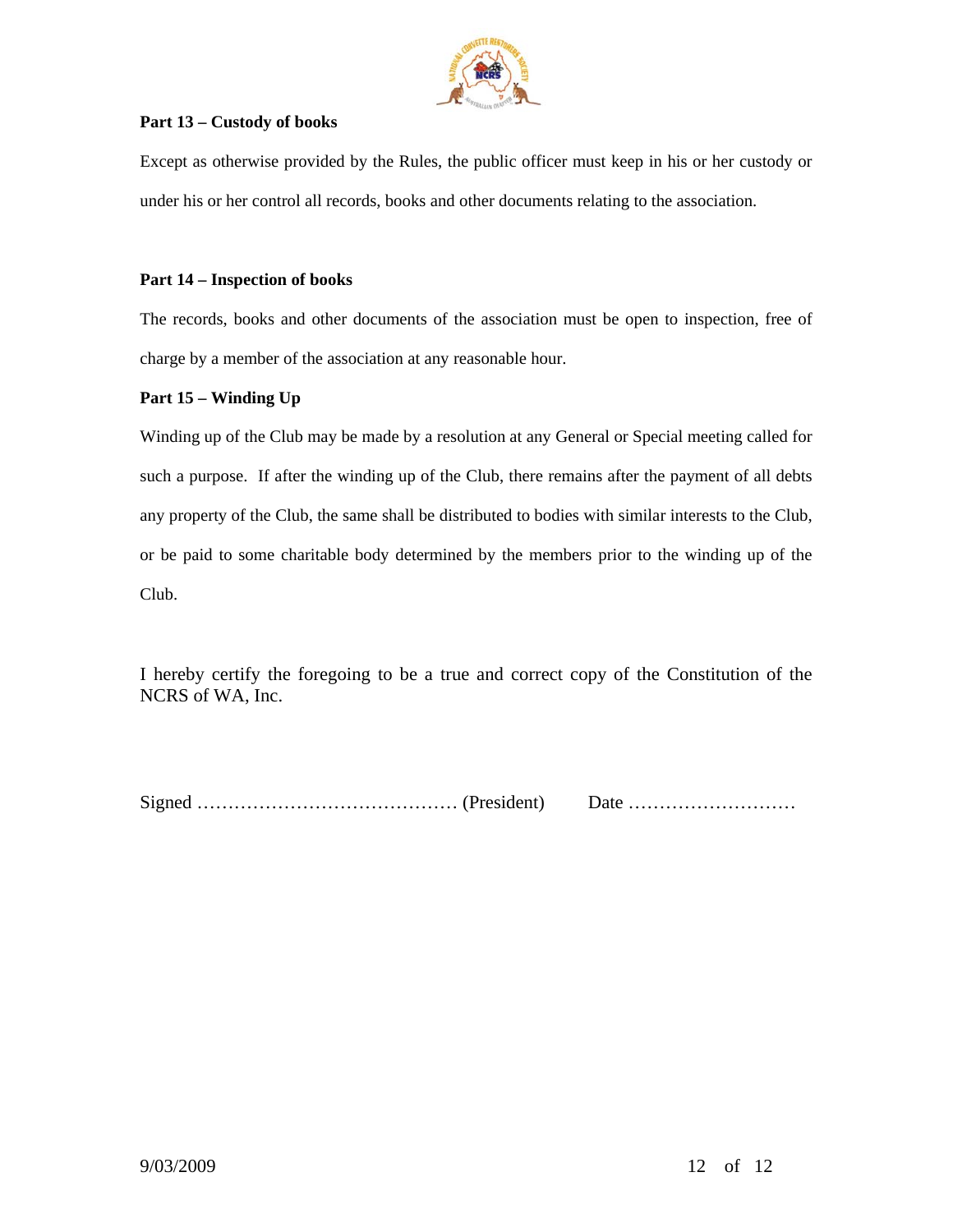**Part 13 – Custody of books**

Except as otherwise provided by the Rules, the public officer must keep in his or her custody or under his or her control all records, books and other documents relating to the association.

**Part 14 – Inspection of books**

The records, books and other documents of the association must be open to inspection, free of charge by a member of the association at any reasonable hour.

**Part 15 – Winding Up**

Winding up of the Club may be made by a resolution at any General or Special meeting called for such a purpose. If after the winding up of the Club, there remains after the payment of all debts any property of the Club, the same shall be distributed to bodies with similar interests to the Club, or be paid to some charitable body determined by the members prior to the winding up of the Club.

I hereby certify the foregoing to be a true and correct copy of the Constitution of the NCRS of WA, Inc.

Signed …………………………………… (President)  Date ………………………

9/03/2009